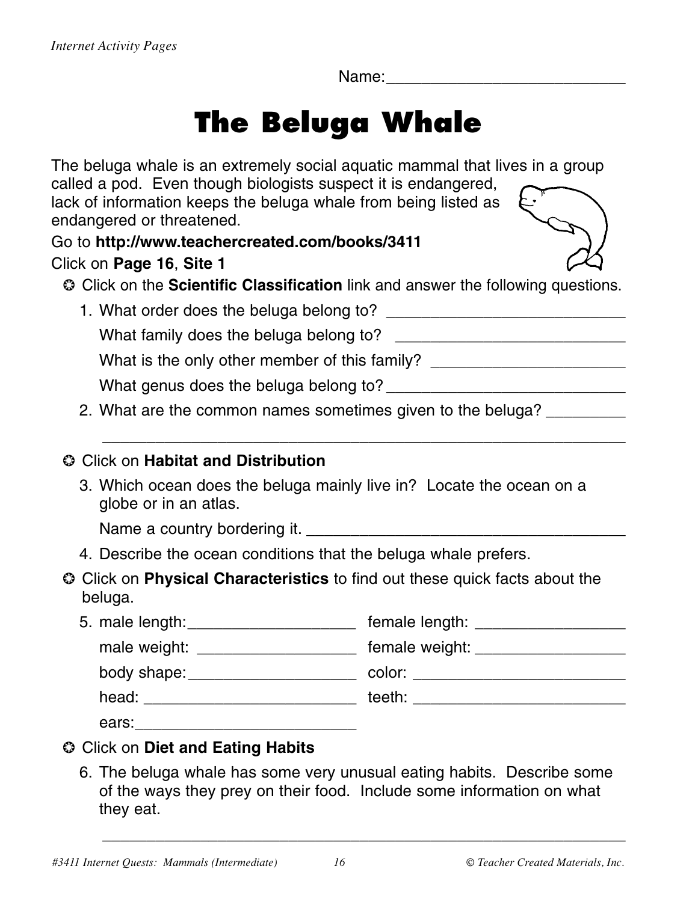Name:___________________________

# The Beluga Whale

The beluga whale is an extremely social aquatic mammal that lives in a group called a pod. Even though biologists suspect it is endangered, lack of information keeps the beluga whale from being listed as endangered or threatened.

Go to **http://www.teachercreated.com/books/3411**

Click on **Page 16**, **Site 1**

- Click on the **Scientific Classification** link and answer the following questions.
  1. What order does the beluga belong to? ___________________________

     What family does the beluga belong to? __________________________

     What is the only other member of this family? ______________________

     What genus does the beluga belong to?___________________________
  2. What are the common names sometimes given to the beluga? _________

     ______________________________________________________________

- Click on **Habitat and Distribution**
  3. Which ocean does the beluga mainly live in? Locate the ocean on a globe or in an atlas.

     Name a country bordering it. ____________________________________
  4. Describe the ocean conditions that the beluga whale prefers.

- Click on **Physical Characteristics** to find out these quick facts about the beluga.
  5. male length:___________________ female length: ________________

     male weight: __________________ female weight: ________________

     body shape:___________________ color: ________________________

     head: ________________________ teeth: ________________________

     ears:_________________________

- Click on **Diet and Eating Habits**
  6. The beluga whale has some very unusual eating habits. Describe some of the ways they prey on their food. Include some information on what they eat.

     ______________________________________________________________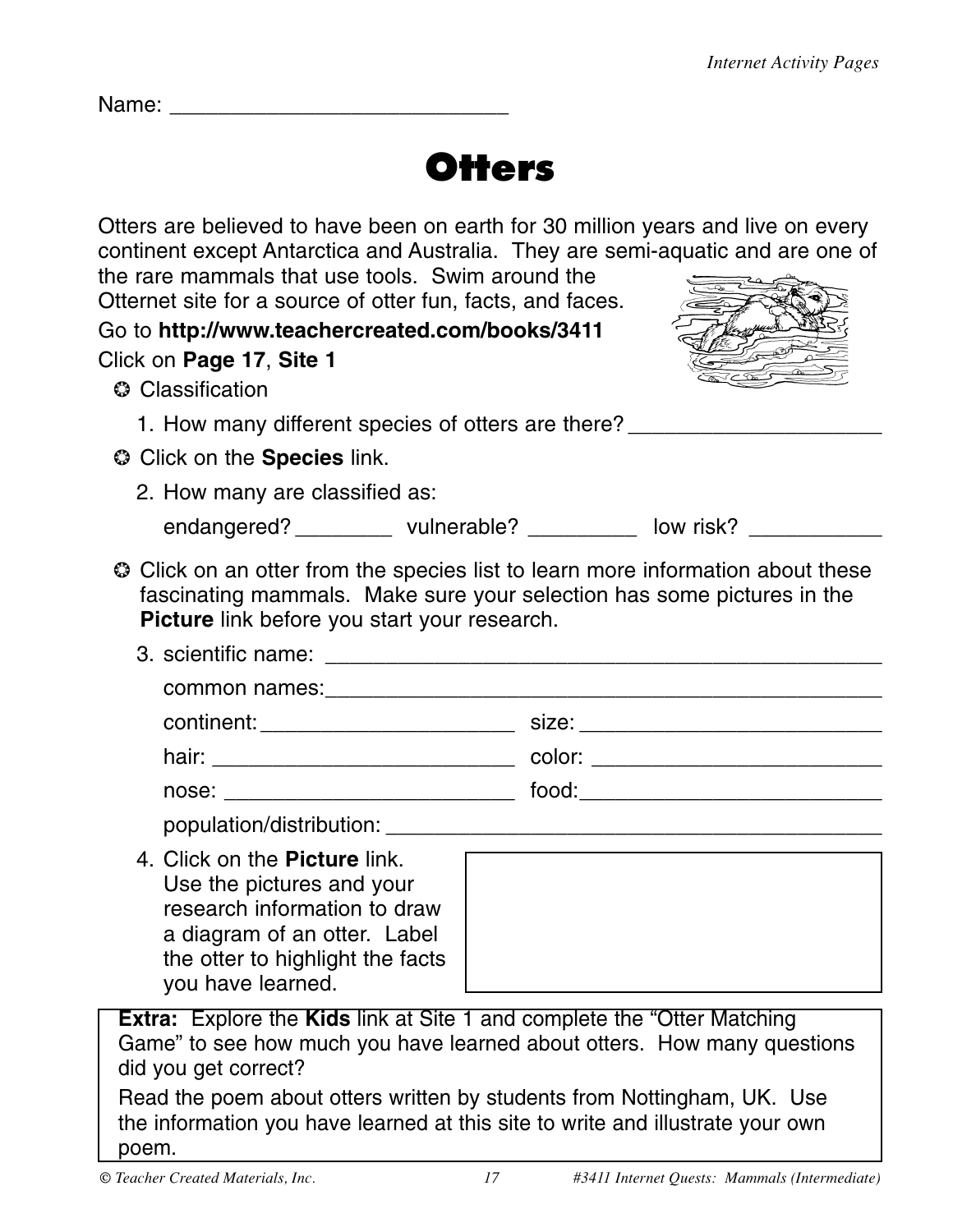Name: ____________________________

# Otters

Otters are believed to have been on earth for 30 million years and live on every continent except Antarctica and Australia. They are semi-aquatic and are one of the rare mammals that use tools. Swim around the Otternet site for a source of otter fun, facts, and faces.

Go to **http://www.teachercreated.com/books/3411**

Click on **Page 17**, **Site 1**

- Classification
  1. How many different species of otters are there? ____________________
- Click on the **Species** link.
  2. How many are classified as:

     endangered? ________ vulnerable? _________ low risk? ___________
- Click on an otter from the species list to learn more information about these fascinating mammals. Make sure your selection has some pictures in the **Picture** link before you start your research.
  3. scientific name: ____________________________________________

     common names:______________________________________________

     continent: _____________________ size: ________________________

     hair: _________________________ color: ________________________

     nose: ________________________ food:_________________________

     population/distribution: ________________________________________
  4. Click on the **Picture** link. Use the pictures and your research information to draw a diagram of an otter. Label the otter to highlight the facts you have learned.

**Extra:** Explore the **Kids** link at Site 1 and complete the "Otter Matching Game" to see how much you have learned about otters. How many questions did you get correct?

Read the poem about otters written by students from Nottingham, UK. Use the information you have learned at this site to write and illustrate your own poem.